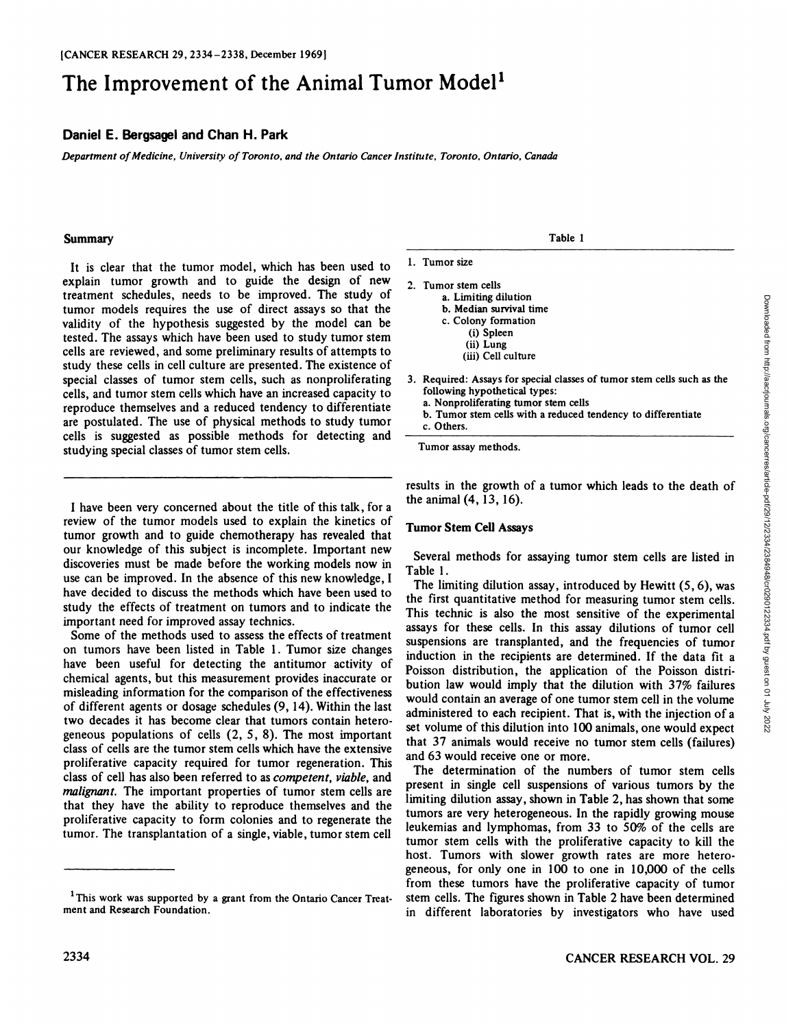# The Improvement of the Animal Tumor Model[1]

## Daniel E. Bergsagel and Chan H. Park

*Department of Medicine, University of Toronto, and the Ontario Cancer Institute, Toronto, Ontario, Canada*

### Summary

It is clear that the tumor model, which has been used to explain tumor growth and to guide the design of new treatment schedules, needs to be improved. The study of tumor models requires the use of direct assays so that the validity of the hypothesis suggested by the model can be tested. The assays which have been used to study tumor stem cells are reviewed, and some preliminary results of attempts to study these cells in cell culture are presented. The existence of special classes of tumor stem cells, such as nonproliferating cells, and tumor stem cells which have an increased capacity to reproduce themselves and a reduced tendency to differentiate are postulated. The use of physical methods to study tumor cells is suggested as possible methods for detecting and studying special classes of tumor stem cells.

---

I have been very concerned about the title of this talk, for a review of the tumor models used to explain the kinetics of tumor growth and to guide chemotherapy has revealed that our knowledge of this subject is incomplete. Important new discoveries must be made before the working models now in use can be improved. In the absence of this new knowledge, I have decided to discuss the methods which have been used to study the effects of treatment on tumors and to indicate the important need for improved assay technics.

Some of the methods used to assess the effects of treatment on tumors have been listed in Table 1. Tumor size changes have been useful for detecting the antitumor activity of chemical agents, but this measurement provides inaccurate or misleading information for the comparison of the effectiveness of different agents or dosage schedules (9, 14). Within the last two decades it has become clear that tumors contain heterogeneous populations of cells (2, 5, 8). The most important class of cells are the tumor stem cells which have the extensive proliferative capacity required for tumor regeneration. This class of cell has also been referred to as *competent*, *viable*, and *malignant*. The important properties of tumor stem cells are that they have the ability to reproduce themselves and the proliferative capacity to form colonies and to regenerate the tumor. The transplantation of a single, viable, tumor stem cell results in the growth of a tumor which leads to the death of the animal (4, 13, 16).

Table 1

1. Tumor size
2. Tumor stem cells
   - a. Limiting dilution
   - b. Median survival time
   - c. Colony formation
     - (i) Spleen
     - (ii) Lung
     - (iii) Cell culture
3. Required: Assays for special classes of tumor stem cells such as the following hypothetical types:
   - a. Nonproliferating tumor stem cells
   - b. Tumor stem cells with a reduced tendency to differentiate
   - c. Others.

Tumor assay methods.

### Tumor Stem Cell Assays

Several methods for assaying tumor stem cells are listed in Table 1.

The limiting dilution assay, introduced by Hewitt (5, 6), was the first quantitative method for measuring tumor stem cells. This technic is also the most sensitive of the experimental assays for these cells. In this assay dilutions of tumor cell suspensions are transplanted, and the frequencies of tumor induction in the recipients are determined. If the data fit a Poisson distribution, the application of the Poisson distribution law would imply that the dilution with 37% failures would contain an average of one tumor stem cell in the volume administered to each recipient. That is, with the injection of a set volume of this dilution into 100 animals, one would expect that 37 animals would receive no tumor stem cells (failures) and 63 would receive one or more.

The determination of the numbers of tumor stem cells present in single cell suspensions of various tumors by the limiting dilution assay, shown in Table 2, has shown that some tumors are very heterogeneous. In the rapidly growing mouse leukemias and lymphomas, from 33 to 50% of the cells are tumor stem cells with the proliferative capacity to kill the host. Tumors with slower growth rates are more heterogeneous, for only one in 100 to one in 10,000 of the cells from these tumors have the proliferative capacity of tumor stem cells. The figures shown in Table 2 have been determined in different laboratories by investigators who have used

[1] This work was supported by a grant from the Ontario Cancer Treatment and Research Foundation.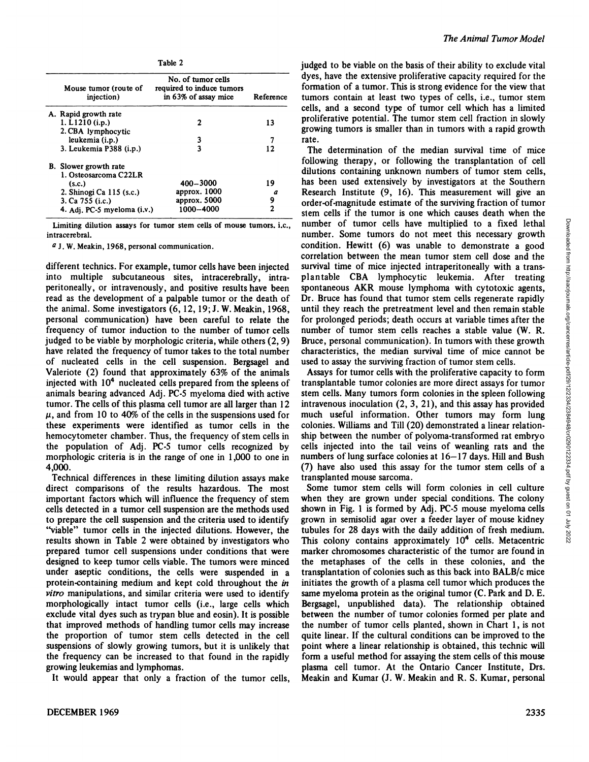Table 2

| Mouse tumor (route of injection) | No. of tumor cells required to induce tumors in 63% of assay mice | Reference |
|---|---|---|
| A. Rapid growth rate | | |
| 1. L1210 (i.p.) | 2 | 13 |
| 2. CBA lymphocytic leukemia (i.p.) | 3 | 7 |
| 3. Leukemia P388 (i.p.) | 3 | 12 |
| B. Slower growth rate | | |
| 1. Osteosarcoma C22LR (s.c.) | 400–3000 | 19 |
| 2. Shinogi Ca 115 (s.c.) | approx. 1000 | a |
| 3. Ca 755 (i.c.) | approx. 5000 | 9 |
| 4. Adj. PC-5 myeloma (i.v.) | 1000–4000 | 2 |

Limiting dilution assays for tumor stem cells of mouse tumors. i.c., intracerebral.

[a] J. W. Meakin, 1968, personal communication.

different technics. For example, tumor cells have been injected into multiple subcutaneous sites, intracerebrally, intraperitoneally, or intravenously, and positive results have been read as the development of a palpable tumor or the death of the animal. Some investigators (6, 12, 19; J. W. Meakin, 1968, personal communication) have been careful to relate the frequency of tumor induction to the number of tumor cells judged to be viable by morphologic criteria, while others (2, 9) have related the frequency of tumor takes to the total number of nucleated cells in the cell suspension. Bergsagel and Valeriote (2) found that approximately 63% of the animals injected with $10^4$ nucleated cells prepared from the spleens of animals bearing advanced Adj. PC-5 myeloma died with active tumor. The cells of this plasma cell tumor are all larger than 12 $\mu$, and from 10 to 40% of the cells in the suspensions used for these experiments were identified as tumor cells in the hemocytometer chamber. Thus, the frequency of stem cells in the population of Adj. PC-5 tumor cells recognized by morphologic criteria is in the range of one in 1,000 to one in 4,000.

Technical differences in these limiting dilution assays make direct comparisons of the results hazardous. The most important factors which will influence the frequency of stem cells detected in a tumor cell suspension are the methods used to prepare the cell suspension and the criteria used to identify "viable" tumor cells in the injected dilutions. However, the results shown in Table 2 were obtained by investigators who prepared tumor cell suspensions under conditions that were designed to keep tumor cells viable. The tumors were minced under aseptic conditions, the cells were suspended in a protein-containing medium and kept cold throughout the *in vitro* manipulations, and similar criteria were used to identify morphologically intact tumor cells (i.e., large cells which exclude vital dyes such as trypan blue and eosin). It is possible that improved methods of handling tumor cells may increase the proportion of tumor stem cells detected in the cell suspensions of slowly growing tumors, but it is unlikely that the frequency can be increased to that found in the rapidly growing leukemias and lymphomas.

It would appear that only a fraction of the tumor cells, judged to be viable on the basis of their ability to exclude vital dyes, have the extensive proliferative capacity required for the formation of a tumor. This is strong evidence for the view that tumors contain at least two types of cells, i.e., tumor stem cells, and a second type of tumor cell which has a limited proliferative potential. The tumor stem cell fraction in slowly growing tumors is smaller than in tumors with a rapid growth rate.

The determination of the median survival time of mice following therapy, or following the transplantation of cell dilutions containing unknown numbers of tumor stem cells, has been used extensively by investigators at the Southern Research Institute (9, 16). This measurement will give an order-of-magnitude estimate of the surviving fraction of tumor stem cells if the tumor is one which causes death when the number of tumor cells have multiplied to a fixed lethal number. Some tumors do not meet this necessary growth condition. Hewitt (6) was unable to demonstrate a good correlation between the mean tumor stem cell dose and the survival time of mice injected intraperitoneally with a transplantable CBA lymphocytic leukemia. After treating spontaneous AKR mouse lymphoma with cytotoxic agents, Dr. Bruce has found that tumor stem cells regenerate rapidly until they reach the pretreatment level and then remain stable for prolonged periods; death occurs at variable times after the number of tumor stem cells reaches a stable value (W. R. Bruce, personal communication). In tumors with these growth characteristics, the median survival time of mice cannot be used to assay the surviving fraction of tumor stem cells.

Assays for tumor cells with the proliferative capacity to form transplantable tumor colonies are more direct assays for tumor stem cells. Many tumors form colonies in the spleen following intravenous inoculation (2, 3, 21), and this assay has provided much useful information. Other tumors may form lung colonies. Williams and Till (20) demonstrated a linear relationship between the number of polyoma-transformed rat embryo cells injected into the tail veins of weanling rats and the numbers of lung surface colonies at 16–17 days. Hill and Bush (7) have also used this assay for the tumor stem cells of a transplanted mouse sarcoma.

Some tumor stem cells will form colonies in cell culture when they are grown under special conditions. The colony shown in Fig. 1 is formed by Adj. PC-5 mouse myeloma cells grown in semisolid agar over a feeder layer of mouse kidney tubules for 28 days with the daily addition of fresh medium. This colony contains approximately $10^4$ cells. Metacentric marker chromosomes characteristic of the tumor are found in the metaphases of the cells in these colonies, and the transplantation of colonies such as this back into BALB/c mice initiates the growth of a plasma cell tumor which produces the same myeloma protein as the original tumor (C. Park and D. E. Bergsagel, unpublished data). The relationship obtained between the number of tumor colonies formed per plate and the number of tumor cells planted, shown in Chart 1, is not quite linear. If the cultural conditions can be improved to the point where a linear relationship is obtained, this technic will form a useful method for assaying the stem cells of this mouse plasma cell tumor. At the Ontario Cancer Institute, Drs. Meakin and Kumar (J. W. Meakin and R. S. Kumar, personal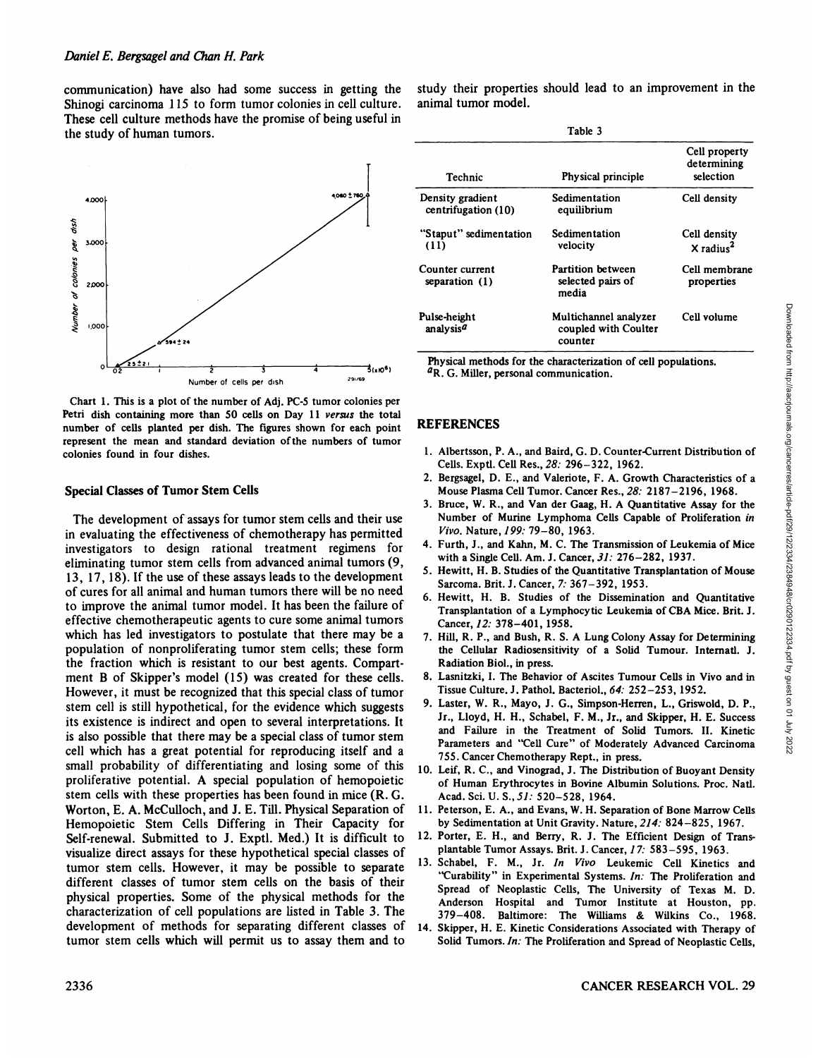communication) have also had some success in getting the Shinogi carcinoma 115 to form tumor colonies in cell culture. These cell culture methods have the promise of being useful in the study of human tumors.

Chart 1. This is a plot of the number of Adj. PC-5 tumor colonies per Petri dish containing more than 50 cells on Day 11 *versus* the total number of cells planted per dish. The figures shown for each point represent the mean and standard deviation of the numbers of tumor colonies found in four dishes.

### Special Classes of Tumor Stem Cells

The development of assays for tumor stem cells and their use in evaluating the effectiveness of chemotherapy has permitted investigators to design rational treatment regimens for eliminating tumor stem cells from advanced animal tumors (9, 13, 17, 18). If the use of these assays leads to the development of cures for all animal and human tumors there will be no need to improve the animal tumor model. It has been the failure of effective chemotherapeutic agents to cure some animal tumors which has led investigators to postulate that there may be a population of nonproliferating tumor stem cells; these form the fraction which is resistant to our best agents. Compartment B of Skipper's model (15) was created for these cells. However, it must be recognized that this special class of tumor stem cell is still hypothetical, for the evidence which suggests its existence is indirect and open to several interpretations. It is also possible that there may be a special class of tumor stem cell which has a great potential for reproducing itself and a small probability of differentiating and losing some of this proliferative potential. A special population of hemopoietic stem cells with these properties has been found in mice (R. G. Worton, E. A. McCulloch, and J. E. Till. Physical Separation of Hemopoietic Stem Cells Differing in Their Capacity for Self-renewal. Submitted to J. Exptl. Med.) It is difficult to visualize direct assays for these hypothetical special classes of tumor stem cells. However, it may be possible to separate different classes of tumor stem cells on the basis of their physical properties. Some of the physical methods for the characterization of cell populations are listed in Table 3. The development of methods for separating different classes of tumor stem cells which will permit us to assay them and to study their properties should lead to an improvement in the animal tumor model.

Table 3

| Technic | Physical principle | Cell property determining selection |
|---|---|---|
| Density gradient centrifugation (10) | Sedimentation equilibrium | Cell density |
| "Staput" sedimentation (11) | Sedimentation velocity | Cell density $\times$ radius$^2$ |
| Counter current separation (1) | Partition between selected pairs of media | Cell membrane properties |
| Pulse-height analysis[a] | Multichannel analyzer coupled with Coulter counter | Cell volume |

Physical methods for the characterization of cell populations.
[a] R. G. Miller, personal communication.

## REFERENCES

1. Albertsson, P. A., and Baird, G. D. Counter-Current Distribution of Cells. Exptl. Cell Res., *28:* 296–322, 1962.
2. Bergsagel, D. E., and Valeriote, F. A. Growth Characteristics of a Mouse Plasma Cell Tumor. Cancer Res., *28:* 2187–2196, 1968.
3. Bruce, W. R., and Van der Gaag, H. A Quantitative Assay for the Number of Murine Lymphoma Cells Capable of Proliferation *in Vivo*. Nature, *199:* 79–80, 1963.
4. Furth, J., and Kahn, M. C. The Transmission of Leukemia of Mice with a Single Cell. Am. J. Cancer, *31:* 276–282, 1937.
5. Hewitt, H. B. Studies of the Quantitative Transplantation of Mouse Sarcoma. Brit. J. Cancer, *7:* 367–392, 1953.
6. Hewitt, H. B. Studies of the Dissemination and Quantitative Transplantation of a Lymphocytic Leukemia of CBA Mice. Brit. J. Cancer, *12:* 378–401, 1958.
7. Hill, R. P., and Bush, R. S. A Lung Colony Assay for Determining the Cellular Radiosensitivity of a Solid Tumour. Internatl. J. Radiation Biol., in press.
8. Lasnitzki, I. The Behavior of Ascites Tumour Cells in Vivo and in Tissue Culture. J. Pathol. Bacteriol., *64:* 252–253, 1952.
9. Laster, W. R., Mayo, J. G., Simpson-Herren, L., Griswold, D. P., Jr., Lloyd, H. H., Schabel, F. M., Jr., and Skipper, H. E. Success and Failure in the Treatment of Solid Tumors. II. Kinetic Parameters and "Cell Cure" of Moderately Advanced Carcinoma 755. Cancer Chemotherapy Rept., in press.
10. Leif, R. C., and Vinograd, J. The Distribution of Buoyant Density of Human Erythrocytes in Bovine Albumin Solutions. Proc. Natl. Acad. Sci. U. S., *51:* 520–528, 1964.
11. Peterson, E. A., and Evans, W. H. Separation of Bone Marrow Cells by Sedimentation at Unit Gravity. Nature, *214:* 824–825, 1967.
12. Porter, E. H., and Berry, R. J. The Efficient Design of Transplantable Tumor Assays. Brit. J. Cancer, *17:* 583–595, 1963.
13. Schabel, F. M., Jr. *In Vivo* Leukemic Cell Kinetics and "Curability" in Experimental Systems. *In:* The Proliferation and Spread of Neoplastic Cells, The University of Texas M. D. Anderson Hospital and Tumor Institute at Houston, pp. 379–408. Baltimore: The Williams & Wilkins Co., 1968.
14. Skipper, H. E. Kinetic Considerations Associated with Therapy of Solid Tumors. *In:* The Proliferation and Spread of Neoplastic Cells,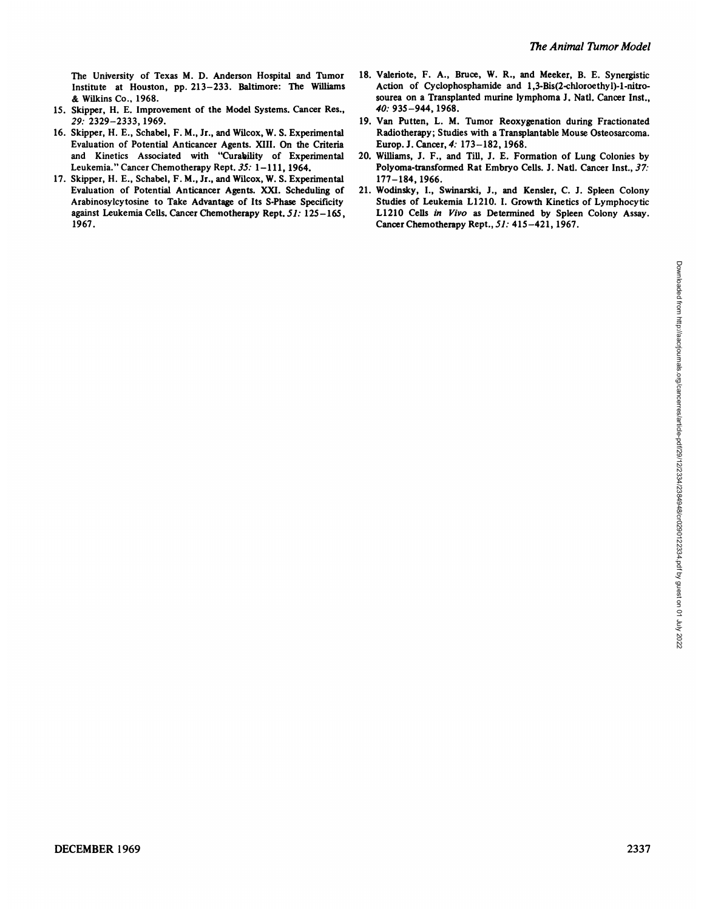The University of Texas M. D. Anderson Hospital and Tumor Institute at Houston, pp. 213–233. Baltimore: The Williams & Wilkins Co., 1968.

15. Skipper, H. E. Improvement of the Model Systems. Cancer Res., *29:* 2329–2333, 1969.
16. Skipper, H. E., Schabel, F. M., Jr., and Wilcox, W. S. Experimental Evaluation of Potential Anticancer Agents. XIII. On the Criteria and Kinetics Associated with "Curability of Experimental Leukemia." Cancer Chemotherapy Rept. *35:* 1–111, 1964.
17. Skipper, H. E., Schabel, F. M., Jr., and Wilcox, W. S. Experimental Evaluation of Potential Anticancer Agents. XXI. Scheduling of Arabinosylcytosine to Take Advantage of Its S-Phase Specificity against Leukemia Cells. Cancer Chemotherapy Rept. *51:* 125–165, 1967.
18. Valeriote, F. A., Bruce, W. R., and Meeker, B. E. Synergistic Action of Cyclophosphamide and 1,3-Bis(2-chloroethyl)-1-nitrosourea on a Transplanted murine lymphoma J. Natl. Cancer Inst., *40:* 935–944, 1968.
19. Van Putten, L. M. Tumor Reoxygenation during Fractionated Radiotherapy; Studies with a Transplantable Mouse Osteosarcoma. Europ. J. Cancer, *4:* 173–182, 1968.
20. Williams, J. F., and Till, J. E. Formation of Lung Colonies by Polyoma-transformed Rat Embryo Cells. J. Natl. Cancer Inst., *37:* 177–184, 1966.
21. Wodinsky, I., Swinarski, J., and Kensler, C. J. Spleen Colony Studies of Leukemia L1210. I. Growth Kinetics of Lymphocytic L1210 Cells *in Vivo* as Determined by Spleen Colony Assay. Cancer Chemotherapy Rept., *51:* 415–421, 1967.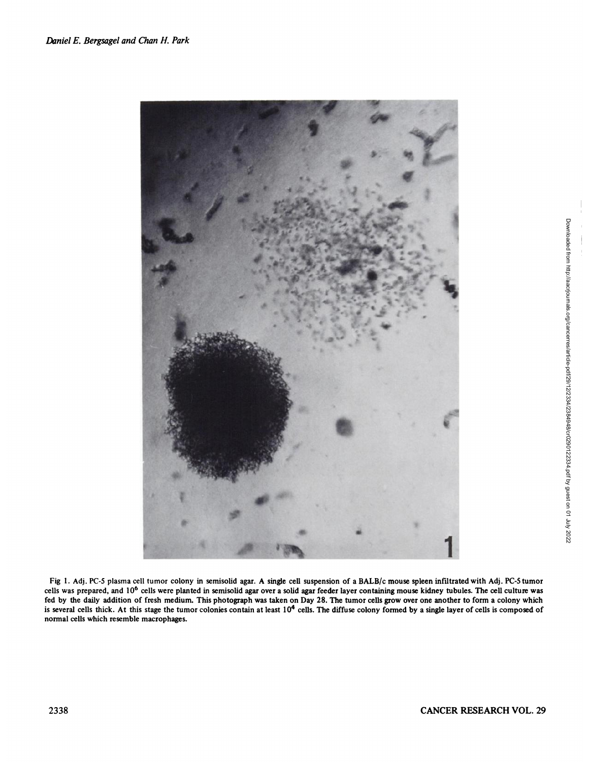Fig 1. Adj. PC-5 plasma cell tumor colony in semisolid agar. A single cell suspension of a BALB/c mouse spleen infiltrated with Adj. PC-5 tumor cells was prepared, and $10^6$ cells were planted in semisolid agar over a solid agar feeder layer containing mouse kidney tubules. The cell culture was fed by the daily addition of fresh medium. This photograph was taken on Day 28. The tumor cells grow over one another to form a colony which is several cells thick. At this stage the tumor colonies contain at least $10^4$ cells. The diffuse colony formed by a single layer of cells is composed of normal cells which resemble macrophages.